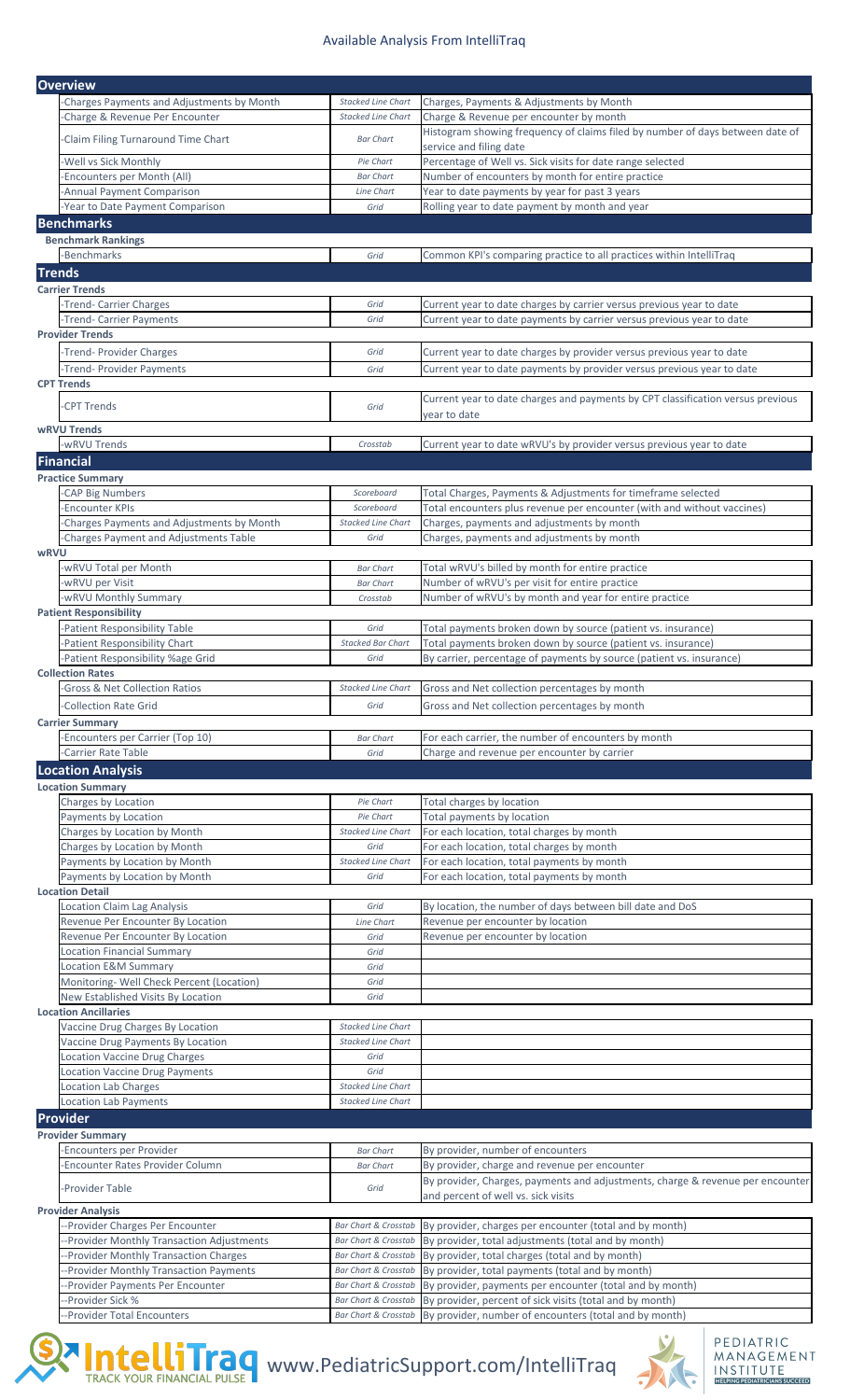# Available Analysis From IntelliTraq

## Overview

| Analysis | Type | Description |
|---|---|---|
| -Charges Payments and Adjustments by Month | Stacked Line Chart | Charges, Payments & Adjustments by Month |
| -Charge & Revenue Per Encounter | Stacked Line Chart | Charge & Revenue per encounter by month |
| -Claim Filing Turnaround Time Chart | Bar Chart | Histogram showing frequency of claims filed by number of days between date of service and filing date |
| -Well vs Sick Monthly | Pie Chart | Percentage of Well vs. Sick visits for date range selected |
| -Encounters per Month (All) | Bar Chart | Number of encounters by month for entire practice |
| -Annual Payment Comparison | Line Chart | Year to date payments by year for past 3 years |
| -Year to Date Payment Comparison | Grid | Rolling year to date payment by month and year |

## Benchmarks

### Benchmark Rankings

| Analysis | Type | Description |
|---|---|---|
| -Benchmarks | Grid | Common KPI's comparing practice to all practices within IntelliTraq |

## Trends

### Carrier Trends

| Analysis | Type | Description |
|---|---|---|
| -Trend- Carrier Charges | Grid | Current year to date charges by carrier versus previous year to date |
| -Trend- Carrier Payments | Grid | Current year to date payments by carrier versus previous year to date |

### Provider Trends

| Analysis | Type | Description |
|---|---|---|
| -Trend- Provider Charges | Grid | Current year to date charges by provider versus previous year to date |
| -Trend- Provider Payments | Grid | Current year to date payments by provider versus previous year to date |

### CPT Trends

| Analysis | Type | Description |
|---|---|---|
| -CPT Trends | Grid | Current year to date charges and payments by CPT classification versus previous year to date |

### wRVU Trends

| Analysis | Type | Description |
|---|---|---|
| -wRVU Trends | Crosstab | Current year to date wRVU's by provider versus previous year to date |

## Financial

### Practice Summary

| Analysis | Type | Description |
|---|---|---|
| -CAP Big Numbers | Scoreboard | Total Charges, Payments & Adjustments for timeframe selected |
| -Encounter KPIs | Scoreboard | Total encounters plus revenue per encounter (with and without vaccines) |
| -Charges Payments and Adjustments by Month | Stacked Line Chart | Charges, payments and adjustments by month |
| -Charges Payment and Adjustments Table | Grid | Charges, payments and adjustments by month |

### wRVU

| Analysis | Type | Description |
|---|---|---|
| -wRVU Total per Month | Bar Chart | Total wRVU's billed by month for entire practice |
| -wRVU per Visit | Bar Chart | Number of wRVU's per visit for entire practice |
| -wRVU Monthly Summary | Crosstab | Number of wRVU's by month and year for entire practice |

### Patient Responsibility

| Analysis | Type | Description |
|---|---|---|
| -Patient Responsibility Table | Grid | Total payments broken down by source (patient vs. insurance) |
| -Patient Responsibility Chart | Stacked Bar Chart | Total payments broken down by source (patient vs. insurance) |
| -Patient Responsibility %age Grid | Grid | By carrier, percentage of payments by source (patient vs. insurance) |

### Collection Rates

| Analysis | Type | Description |
|---|---|---|
| -Gross & Net Collection Ratios | Stacked Line Chart | Gross and Net collection percentages by month |
| -Collection Rate Grid | Grid | Gross and Net collection percentages by month |

### Carrier Summary

| Analysis | Type | Description |
|---|---|---|
| -Encounters per Carrier (Top 10) | Bar Chart | For each carrier, the number of encounters by month |
| -Carrier Rate Table | Grid | Charge and revenue per encounter by carrier |

## Location Analysis

### Location Summary

| Analysis | Type | Description |
|---|---|---|
| Charges by Location | Pie Chart | Total charges by location |
| Payments by Location | Pie Chart | Total payments by location |
| Charges by Location by Month | Stacked Line Chart | For each location, total charges by month |
| Charges by Location by Month | Grid | For each location, total charges by month |
| Payments by Location by Month | Stacked Line Chart | For each location, total payments by month |
| Payments by Location by Month | Grid | For each location, total payments by month |

### Location Detail

| Analysis | Type | Description |
|---|---|---|
| Location Claim Lag Analysis | Grid | By location, the number of days between bill date and DoS |
| Revenue Per Encounter By Location | Line Chart | Revenue per encounter by location |
| Revenue Per Encounter By Location | Grid | Revenue per encounter by location |
| Location Financial Summary | Grid | |
| Location E&M Summary | Grid | |
| Monitoring- Well Check Percent (Location) | Grid | |
| New Established Visits By Location | Grid | |

### Location Ancillaries

| Analysis | Type | Description |
|---|---|---|
| Vaccine Drug Charges By Location | Stacked Line Chart | |
| Vaccine Drug Payments By Location | Stacked Line Chart | |
| Location Vaccine Drug Charges | Grid | |
| Location Vaccine Drug Payments | Grid | |
| Location Lab Charges | Stacked Line Chart | |
| Location Lab Payments | Stacked Line Chart | |

## Provider

### Provider Summary

| Analysis | Type | Description |
|---|---|---|
| -Encounters per Provider | Bar Chart | By provider, number of encounters |
| -Encounter Rates Provider Column | Bar Chart | By provider, charge and revenue per encounter |
| -Provider Table | Grid | By provider, Charges, payments and adjustments, charge & revenue per encounter and percent of well vs. sick visits |

### Provider Analysis

| Analysis | Type | Description |
|---|---|---|
| --Provider Charges Per Encounter | Bar Chart & Crosstab | By provider, charges per encounter (total and by month) |
| --Provider Monthly Transaction Adjustments | Bar Chart & Crosstab | By provider, total adjustments (total and by month) |
| --Provider Monthly Transaction Charges | Bar Chart & Crosstab | By provider, total charges (total and by month) |
| --Provider Monthly Transaction Payments | Bar Chart & Crosstab | By provider, total payments (total and by month) |
| --Provider Payments Per Encounter | Bar Chart & Crosstab | By provider, payments per encounter (total and by month) |
| --Provider Sick % | Bar Chart & Crosstab | By provider, percent of sick visits (total and by month) |
| --Provider Total Encounters | Bar Chart & Crosstab | By provider, number of encounters (total and by month) |

IntelliTraq — TRACK YOUR FINANCIAL PULSE

www.PediatricSupport.com/IntelliTraq

PEDIATRIC MANAGEMENT INSTITUTE — HELPING PEDIATRICIANS SUCCEED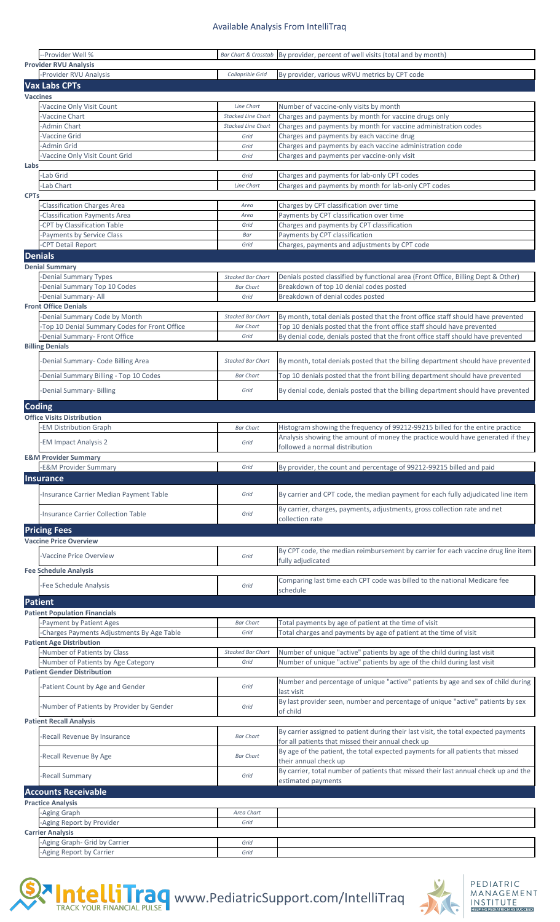# Available Analysis From IntelliTraq

| | | |
|---|---|---|
| --Provider Well % | *Bar Chart & Crosstab* | By provider, percent of well visits (total and by month) |
| **Provider RVU Analysis** | | |
| -Provider RVU Analysis | *Collapsible Grid* | By provider, various wRVU metrics by CPT code |
| **Vax Labs CPTs** | | |
| **Vaccines** | | |
| -Vaccine Only Visit Count | *Line Chart* | Number of vaccine-only visits by month |
| -Vaccine Chart | *Stacked Line Chart* | Charges and payments by month for vaccine drugs only |
| -Admin Chart | *Stacked Line Chart* | Charges and payments by month for vaccine administration codes |
| -Vaccine Grid | *Grid* | Charges and payments by each vaccine drug |
| -Admin Grid | *Grid* | Charges and payments by each vaccine administration code |
| -Vaccine Only Visit Count Grid | *Grid* | Charges and payments per vaccine-only visit |
| **Labs** | | |
| -Lab Grid | *Grid* | Charges and payments for lab-only CPT codes |
| -Lab Chart | *Line Chart* | Charges and payments by month for lab-only CPT codes |
| **CPTs** | | |
| -Classification Charges Area | *Area* | Charges by CPT classification over time |
| -Classification Payments Area | *Area* | Payments by CPT classification over time |
| -CPT by Classification Table | *Grid* | Charges and payments by CPT classification |
| -Payments by Service Class | *Bar* | Payments by CPT classification |
| -CPT Detail Report | *Grid* | Charges, payments and adjustments by CPT code |
| **Denials** | | |
| **Denial Summary** | | |
| -Denial Summary Types | *Stacked Bar Chart* | Denials posted classified by functional area (Front Office, Billing Dept & Other) |
| -Denial Summary Top 10 Codes | *Bar Chart* | Breakdown of top 10 denial codes posted |
| -Denial Summary- All | *Grid* | Breakdown of denial codes posted |
| **Front Office Denials** | | |
| -Denial Summary Code by Month | *Stacked Bar Chart* | By month, total denials posted that the front office staff should have prevented |
| -Top 10 Denial Summary Codes for Front Office | *Bar Chart* | Top 10 denials posted that the front office staff should have prevented |
| -Denial Summary- Front Office | *Grid* | By denial code, denials posted that the front office staff should have prevented |
| **Billing Denials** | | |
| -Denial Summary- Code Billing Area | *Stacked Bar Chart* | By month, total denials posted that the billing department should have prevented |
| -Denial Summary Billing - Top 10 Codes | *Bar Chart* | Top 10 denials posted that the front billing department should have prevented |
| -Denial Summary- Billing | *Grid* | By denial code, denials posted that the billing department should have prevented |
| **Coding** | | |
| **Office Visits Distribution** | | |
| -EM Distribution Graph | *Bar Chart* | Histogram showing the frequency of 99212-99215 billed for the entire practice |
| -EM Impact Analysis 2 | *Grid* | Analysis showing the amount of money the practice would have generated if they followed a normal distribution |
| **E&M Provider Summary** | | |
| -E&M Provider Summary | *Grid* | By provider, the count and percentage of 99212-99215 billed and paid |
| **Insurance** | | |
| -Insurance Carrier Median Payment Table | *Grid* | By carrier and CPT code, the median payment for each fully adjudicated line item |
| -Insurance Carrier Collection Table | *Grid* | By carrier, charges, payments, adjustments, gross collection rate and net collection rate |
| **Pricing Fees** | | |
| **Vaccine Price Overview** | | |
| -Vaccine Price Overview | *Grid* | By CPT code, the median reimbursement by carrier for each vaccine drug line item fully adjudicated |
| **Fee Schedule Analysis** | | |
| -Fee Schedule Analysis | *Grid* | Comparing last time each CPT code was billed to the national Medicare fee schedule |
| **Patient** | | |
| **Patient Population Financials** | | |
| -Payment by Patient Ages | *Bar Chart* | Total payments by age of patient at the time of visit |
| -Charges Payments Adjustments By Age Table | *Grid* | Total charges and payments by age of patient at the time of visit |
| **Patient Age Distribution** | | |
| -Number of Patients by Class | *Stacked Bar Chart* | Number of unique "active" patients by age of the child during last visit |
| -Number of Patients by Age Category | *Grid* | Number of unique "active" patients by age of the child during last visit |
| **Patient Gender Distribution** | | |
| -Patient Count by Age and Gender | *Grid* | Number and percentage of unique "active" patients by age and sex of child during last visit |
| -Number of Patients by Provider by Gender | *Grid* | By last provider seen, number and percentage of unique "active" patients by sex of child |
| **Patient Recall Analysis** | | |
| -Recall Revenue By Insurance | *Bar Chart* | By carrier assigned to patient during their last visit, the total expected payments for all patients that missed their annual check up |
| -Recall Revenue By Age | *Bar Chart* | By age of the patient, the total expected payments for all patients that missed their annual check up |
| -Recall Summary | *Grid* | By carrier, total number of patients that missed their last annual check up and the estimated payments |
| **Accounts Receivable** | | |
| **Practice Analysis** | | |
| -Aging Graph | *Area Chart* | |
| -Aging Report by Provider | *Grid* | |
| **Carrier Analysis** | | |
| -Aging Graph- Grid by Carrier | *Grid* | |
| -Aging Report by Carrier | *Grid* | |

IntelliTraq TRACK YOUR FINANCIAL PULSE www.PediatricSupport.com/IntelliTraq

PEDIATRIC MANAGEMENT INSTITUTE HELPING PEDIATRICIANS SUCCEED